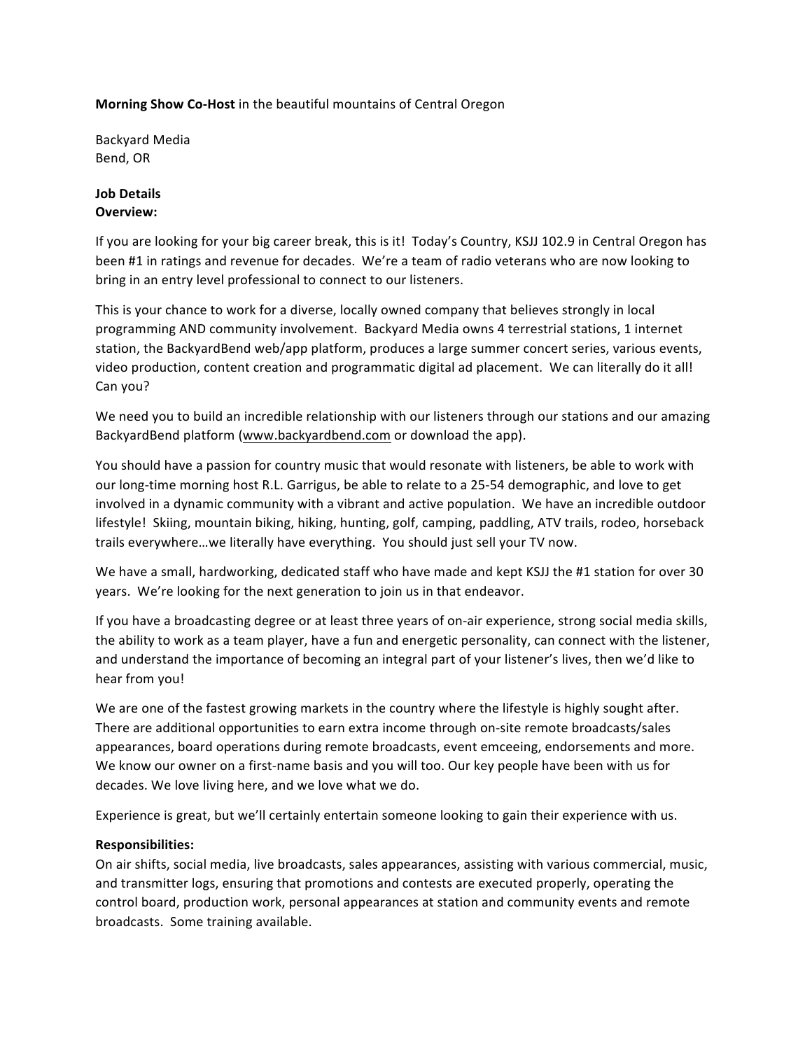**Morning Show Co-Host** in the beautiful mountains of Central Oregon

Backyard Media
Bend, OR

**Job Details**
**Overview:**

If you are looking for your big career break, this is it! Today's Country, KSJJ 102.9 in Central Oregon has been #1 in ratings and revenue for decades. We're a team of radio veterans who are now looking to bring in an entry level professional to connect to our listeners.

This is your chance to work for a diverse, locally owned company that believes strongly in local programming AND community involvement. Backyard Media owns 4 terrestrial stations, 1 internet station, the BackyardBend web/app platform, produces a large summer concert series, various events, video production, content creation and programmatic digital ad placement. We can literally do it all! Can you?

We need you to build an incredible relationship with our listeners through our stations and our amazing BackyardBend platform (www.backyardbend.com or download the app).

You should have a passion for country music that would resonate with listeners, be able to work with our long-time morning host R.L. Garrigus, be able to relate to a 25-54 demographic, and love to get involved in a dynamic community with a vibrant and active population. We have an incredible outdoor lifestyle! Skiing, mountain biking, hiking, hunting, golf, camping, paddling, ATV trails, rodeo, horseback trails everywhere…we literally have everything. You should just sell your TV now.

We have a small, hardworking, dedicated staff who have made and kept KSJJ the #1 station for over 30 years. We're looking for the next generation to join us in that endeavor.

If you have a broadcasting degree or at least three years of on-air experience, strong social media skills, the ability to work as a team player, have a fun and energetic personality, can connect with the listener, and understand the importance of becoming an integral part of your listener's lives, then we'd like to hear from you!

We are one of the fastest growing markets in the country where the lifestyle is highly sought after. There are additional opportunities to earn extra income through on-site remote broadcasts/sales appearances, board operations during remote broadcasts, event emceeing, endorsements and more. We know our owner on a first-name basis and you will too. Our key people have been with us for decades. We love living here, and we love what we do.

Experience is great, but we'll certainly entertain someone looking to gain their experience with us.

**Responsibilities:**
On air shifts, social media, live broadcasts, sales appearances, assisting with various commercial, music, and transmitter logs, ensuring that promotions and contests are executed properly, operating the control board, production work, personal appearances at station and community events and remote broadcasts. Some training available.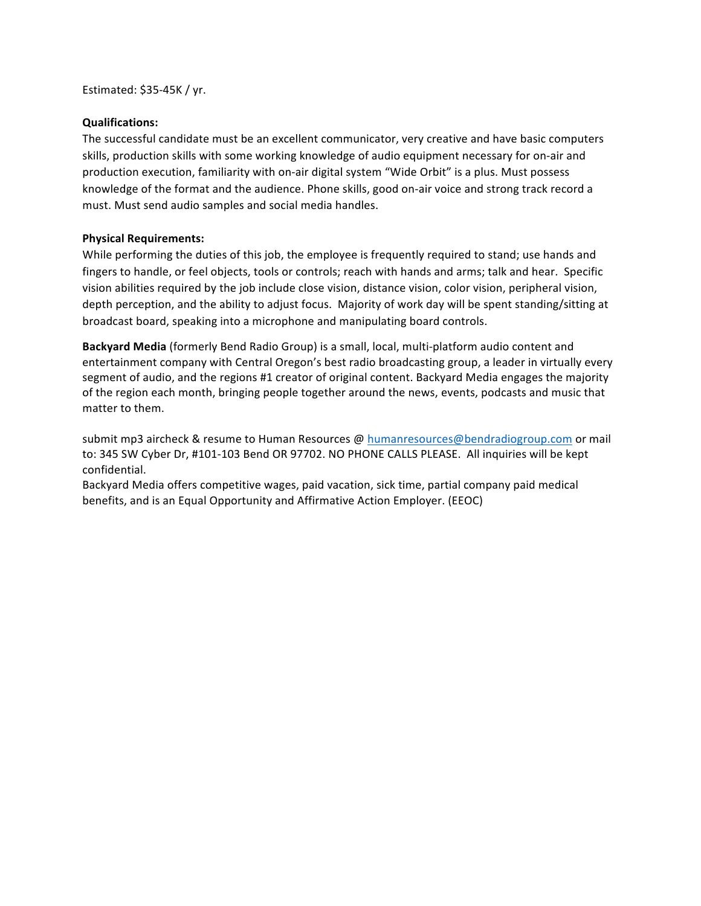Estimated: $35-45K / yr.

**Qualifications:**
The successful candidate must be an excellent communicator, very creative and have basic computers skills, production skills with some working knowledge of audio equipment necessary for on-air and production execution, familiarity with on-air digital system "Wide Orbit" is a plus. Must possess knowledge of the format and the audience. Phone skills, good on-air voice and strong track record a must. Must send audio samples and social media handles.

**Physical Requirements:**
While performing the duties of this job, the employee is frequently required to stand; use hands and fingers to handle, or feel objects, tools or controls; reach with hands and arms; talk and hear. Specific vision abilities required by the job include close vision, distance vision, color vision, peripheral vision, depth perception, and the ability to adjust focus. Majority of work day will be spent standing/sitting at broadcast board, speaking into a microphone and manipulating board controls.

**Backyard Media** (formerly Bend Radio Group) is a small, local, multi-platform audio content and entertainment company with Central Oregon's best radio broadcasting group, a leader in virtually every segment of audio, and the regions #1 creator of original content. Backyard Media engages the majority of the region each month, bringing people together around the news, events, podcasts and music that matter to them.

submit mp3 aircheck & resume to Human Resources @ humanresources@bendradiogroup.com or mail to: 345 SW Cyber Dr, #101-103 Bend OR 97702. NO PHONE CALLS PLEASE. All inquiries will be kept confidential.
Backyard Media offers competitive wages, paid vacation, sick time, partial company paid medical benefits, and is an Equal Opportunity and Affirmative Action Employer. (EEOC)